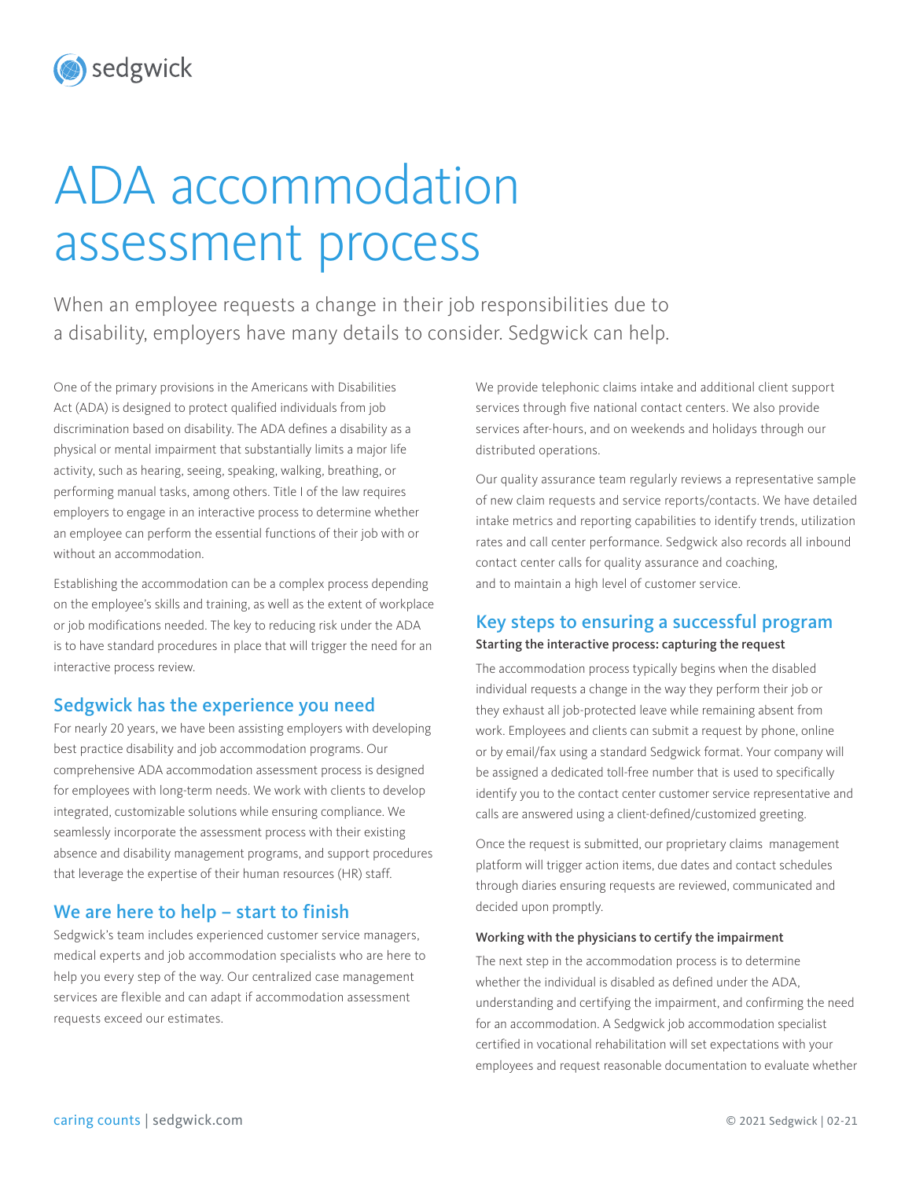# ADA accommodation assessment process

When an employee requests a change in their job responsibilities due to a disability, employers have many details to consider. Sedgwick can help.

One of the primary provisions in the Americans with Disabilities Act (ADA) is designed to protect qualified individuals from job discrimination based on disability. The ADA defines a disability as a physical or mental impairment that substantially limits a major life activity, such as hearing, seeing, speaking, walking, breathing, or performing manual tasks, among others. Title I of the law requires employers to engage in an interactive process to determine whether an employee can perform the essential functions of their job with or without an accommodation.

Establishing the accommodation can be a complex process depending on the employee's skills and training, as well as the extent of workplace or job modifications needed. The key to reducing risk under the ADA is to have standard procedures in place that will trigger the need for an interactive process review.

## Sedgwick has the experience you need

For nearly 20 years, we have been assisting employers with developing best practice disability and job accommodation programs. Our comprehensive ADA accommodation assessment process is designed for employees with long-term needs. We work with clients to develop integrated, customizable solutions while ensuring compliance. We seamlessly incorporate the assessment process with their existing absence and disability management programs, and support procedures that leverage the expertise of their human resources (HR) staff.

## We are here to help – start to finish

Sedgwick's team includes experienced customer service managers, medical experts and job accommodation specialists who are here to help you every step of the way. Our centralized case management services are flexible and can adapt if accommodation assessment requests exceed our estimates.

We provide telephonic claims intake and additional client support services through five national contact centers. We also provide services after-hours, and on weekends and holidays through our distributed operations.

Our quality assurance team regularly reviews a representative sample of new claim requests and service reports/contacts. We have detailed intake metrics and reporting capabilities to identify trends, utilization rates and call center performance. Sedgwick also records all inbound contact center calls for quality assurance and coaching, and to maintain a high level of customer service.

## Key steps to ensuring a successful program

**Starting the interactive process: capturing the request**

The accommodation process typically begins when the disabled individual requests a change in the way they perform their job or they exhaust all job-protected leave while remaining absent from work. Employees and clients can submit a request by phone, online or by email/fax using a standard Sedgwick format. Your company will be assigned a dedicated toll-free number that is used to specifically identify you to the contact center customer service representative and calls are answered using a client-defined/customized greeting.

Once the request is submitted, our proprietary claims management platform will trigger action items, due dates and contact schedules through diaries ensuring requests are reviewed, communicated and decided upon promptly.

**Working with the physicians to certify the impairment**

The next step in the accommodation process is to determine whether the individual is disabled as defined under the ADA, understanding and certifying the impairment, and confirming the need for an accommodation. A Sedgwick job accommodation specialist certified in vocational rehabilitation will set expectations with your employees and request reasonable documentation to evaluate whether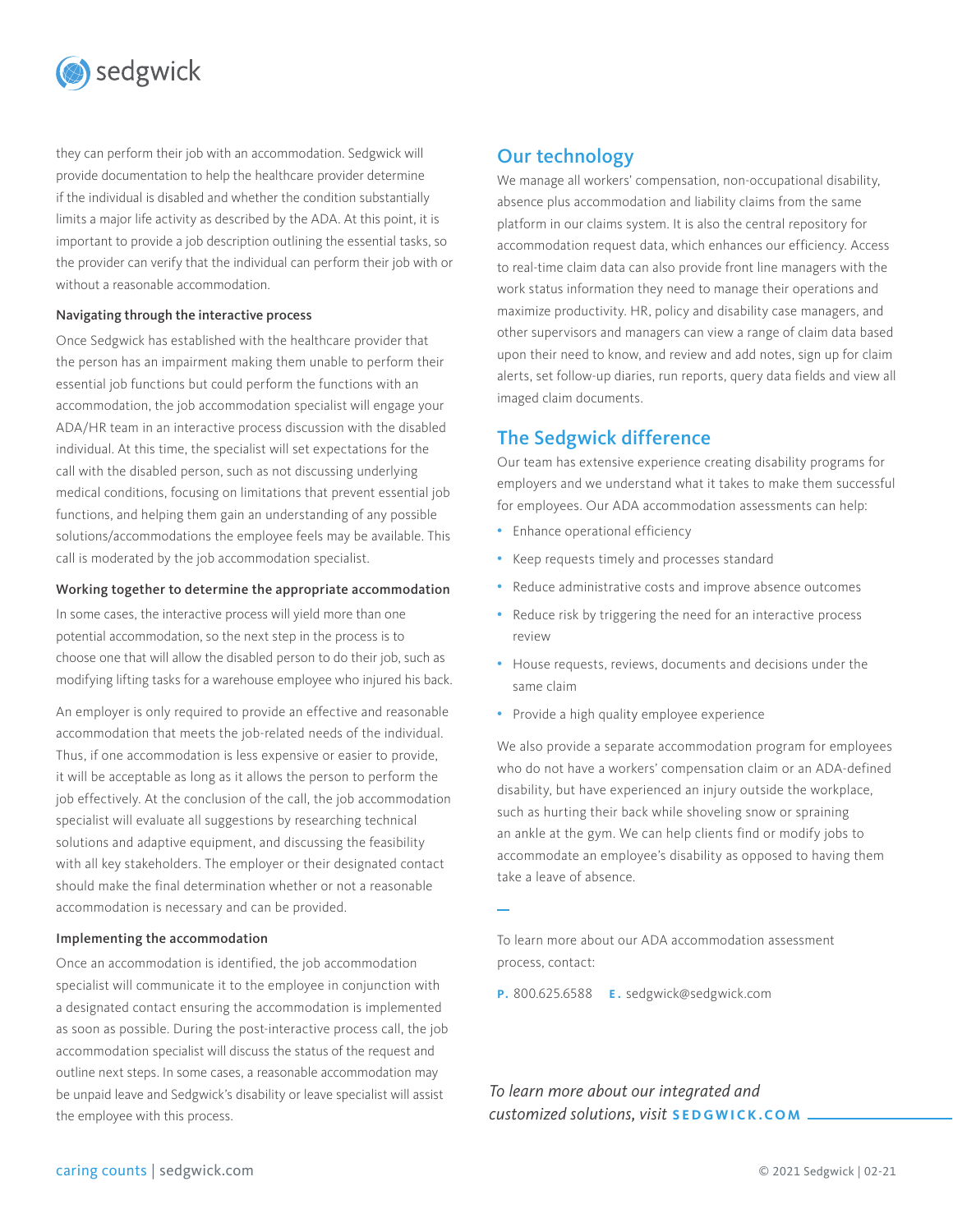they can perform their job with an accommodation. Sedgwick will provide documentation to help the healthcare provider determine if the individual is disabled and whether the condition substantially limits a major life activity as described by the ADA. At this point, it is important to provide a job description outlining the essential tasks, so the provider can verify that the individual can perform their job with or without a reasonable accommodation.

**Navigating through the interactive process**

Once Sedgwick has established with the healthcare provider that the person has an impairment making them unable to perform their essential job functions but could perform the functions with an accommodation, the job accommodation specialist will engage your ADA/HR team in an interactive process discussion with the disabled individual. At this time, the specialist will set expectations for the call with the disabled person, such as not discussing underlying medical conditions, focusing on limitations that prevent essential job functions, and helping them gain an understanding of any possible solutions/accommodations the employee feels may be available. This call is moderated by the job accommodation specialist.

**Working together to determine the appropriate accommodation**

In some cases, the interactive process will yield more than one potential accommodation, so the next step in the process is to choose one that will allow the disabled person to do their job, such as modifying lifting tasks for a warehouse employee who injured his back.

An employer is only required to provide an effective and reasonable accommodation that meets the job-related needs of the individual. Thus, if one accommodation is less expensive or easier to provide, it will be acceptable as long as it allows the person to perform the job effectively. At the conclusion of the call, the job accommodation specialist will evaluate all suggestions by researching technical solutions and adaptive equipment, and discussing the feasibility with all key stakeholders. The employer or their designated contact should make the final determination whether or not a reasonable accommodation is necessary and can be provided.

**Implementing the accommodation**

Once an accommodation is identified, the job accommodation specialist will communicate it to the employee in conjunction with a designated contact ensuring the accommodation is implemented as soon as possible. During the post-interactive process call, the job accommodation specialist will discuss the status of the request and outline next steps. In some cases, a reasonable accommodation may be unpaid leave and Sedgwick's disability or leave specialist will assist the employee with this process.

## Our technology

We manage all workers' compensation, non-occupational disability, absence plus accommodation and liability claims from the same platform in our claims system. It is also the central repository for accommodation request data, which enhances our efficiency. Access to real-time claim data can also provide front line managers with the work status information they need to manage their operations and maximize productivity. HR, policy and disability case managers, and other supervisors and managers can view a range of claim data based upon their need to know, and review and add notes, sign up for claim alerts, set follow-up diaries, run reports, query data fields and view all imaged claim documents.

## The Sedgwick difference

Our team has extensive experience creating disability programs for employers and we understand what it takes to make them successful for employees. Our ADA accommodation assessments can help:

- Enhance operational efficiency
- Keep requests timely and processes standard
- Reduce administrative costs and improve absence outcomes
- Reduce risk by triggering the need for an interactive process review
- House requests, reviews, documents and decisions under the same claim
- Provide a high quality employee experience

We also provide a separate accommodation program for employees who do not have a workers' compensation claim or an ADA-defined disability, but have experienced an injury outside the workplace, such as hurting their back while shoveling snow or spraining an ankle at the gym. We can help clients find or modify jobs to accommodate an employee's disability as opposed to having them take a leave of absence.

To learn more about our ADA accommodation assessment process, contact:

**P.** 800.625.6588 **E.** sedgwick@sedgwick.com

*To learn more about our integrated and customized solutions, visit* **SEDGWICK.COM**